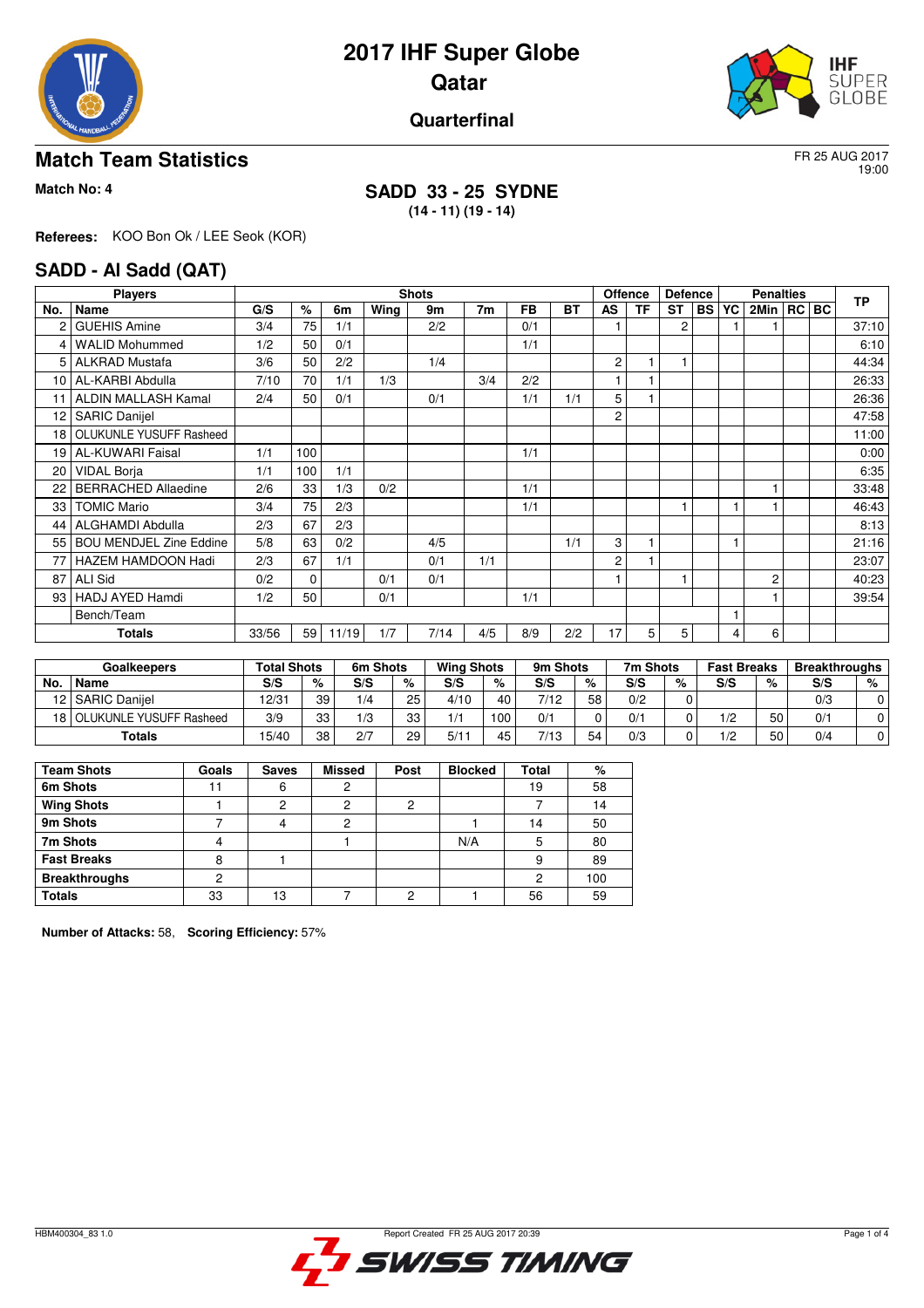# 2017 IHF Super Globe
## Qatar
### Quarterfinal

## Match Team Statistics

FR 25 AUG 2017
19:00

**Match No: 4**

**SADD 33 - 25 SYDNE**
**(14 - 11) (19 - 14)**

**Referees:** KOO Bon Ok / LEE Seok (KOR)

## SADD - Al Sadd (QAT)

| Players | | Shots | | | | | | | | Offence | | Defence | | Penalties | | | | TP |
|---|---|---|---|---|---|---|---|---|---|---|---|---|---|---|---|---|---|---|
| No. | Name | G/S | % | 6m | Wing | 9m | 7m | FB | BT | AS | TF | ST | BS | YC | 2Min | RC | BC | |
| 2 | GUEHIS Amine | 3/4 | 75 | 1/1 | | 2/2 | | 0/1 | | 1 | | 2 | | 1 | 1 | | | 37:10 |
| 4 | WALID Mohummed | 1/2 | 50 | 0/1 | | | | 1/1 | | | | | | | | | | 6:10 |
| 5 | ALKRAD Mustafa | 3/6 | 50 | 2/2 | | 1/4 | | | | 2 | 1 | 1 | | | | | | 44:34 |
| 10 | AL-KARBI Abdulla | 7/10 | 70 | 1/1 | 1/3 | | 3/4 | 2/2 | | 1 | 1 | | | | | | | 26:33 |
| 11 | ALDIN MALLASH Kamal | 2/4 | 50 | 0/1 | | 0/1 | | 1/1 | 1/1 | 5 | 1 | | | | | | | 26:36 |
| 12 | SARIC Danijel | | | | | | | | | 2 | | | | | | | | 47:58 |
| 18 | OLUKUNLE YUSUFF Rasheed | | | | | | | | | | | | | | | | | 11:00 |
| 19 | AL-KUWARI Faisal | 1/1 | 100 | | | | | 1/1 | | | | | | | | | | 0:00 |
| 20 | VIDAL Borja | 1/1 | 100 | 1/1 | | | | | | | | | | | | | | 6:35 |
| 22 | BERRACHED Allaedine | 2/6 | 33 | 1/3 | 0/2 | | | 1/1 | | | | | | | 1 | | | 33:48 |
| 33 | TOMIC Mario | 3/4 | 75 | 2/3 | | | | 1/1 | | | | 1 | | 1 | 1 | | | 46:43 |
| 44 | ALGHAMDI Abdulla | 2/3 | 67 | 2/3 | | | | | | | | | | | | | | 8:13 |
| 55 | BOU MENDJEL Zine Eddine | 5/8 | 63 | 0/2 | | 4/5 | | | 1/1 | 3 | 1 | | | 1 | | | | 21:16 |
| 77 | HAZEM HAMDOON Hadi | 2/3 | 67 | 1/1 | | 0/1 | 1/1 | | | 2 | 1 | | | | | | | 23:07 |
| 87 | ALI Sid | 0/2 | 0 | | 0/1 | 0/1 | | | | 1 | | 1 | | | 2 | | | 40:23 |
| 93 | HADJ AYED Hamdi | 1/2 | 50 | | 0/1 | | | 1/1 | | | | | | | 1 | | | 39:54 |
| | Bench/Team | | | | | | | | | | | | | 1 | | | | |
| | **Totals** | 33/56 | 59 | 11/19 | 1/7 | 7/14 | 4/5 | 8/9 | 2/2 | 17 | 5 | 5 | | 4 | 6 | | | |

| Goalkeepers | | Total Shots | | 6m Shots | | Wing Shots | | 9m Shots | | 7m Shots | | Fast Breaks | | Breakthroughs | |
|---|---|---|---|---|---|---|---|---|---|---|---|---|---|---|---|
| No. | Name | S/S | % | S/S | % | S/S | % | S/S | % | S/S | % | S/S | % | S/S | % |
| 12 | SARIC Danijel | 12/31 | 39 | 1/4 | 25 | 4/10 | 40 | 7/12 | 58 | 0/2 | 0 | | | 0/3 | 0 |
| 18 | OLUKUNLE YUSUFF Rasheed | 3/9 | 33 | 1/3 | 33 | 1/1 | 100 | 0/1 | 0 | 0/1 | 0 | 1/2 | 50 | 0/1 | 0 |
| | **Totals** | 15/40 | 38 | 2/7 | 29 | 5/11 | 45 | 7/13 | 54 | 0/3 | 0 | 1/2 | 50 | 0/4 | 0 |

| Team Shots | Goals | Saves | Missed | Post | Blocked | Total | % |
|---|---|---|---|---|---|---|---|
| 6m Shots | 11 | 6 | 2 | | | 19 | 58 |
| Wing Shots | 1 | 2 | 2 | 2 | | 7 | 14 |
| 9m Shots | 7 | 4 | 2 | | 1 | 14 | 50 |
| 7m Shots | 4 | | 1 | | N/A | 5 | 80 |
| Fast Breaks | 8 | 1 | | | | 9 | 89 |
| Breakthroughs | 2 | | | | | 2 | 100 |
| Totals | 33 | 13 | 7 | 2 | 1 | 56 | 59 |

**Number of Attacks:** 58, **Scoring Efficiency:** 57%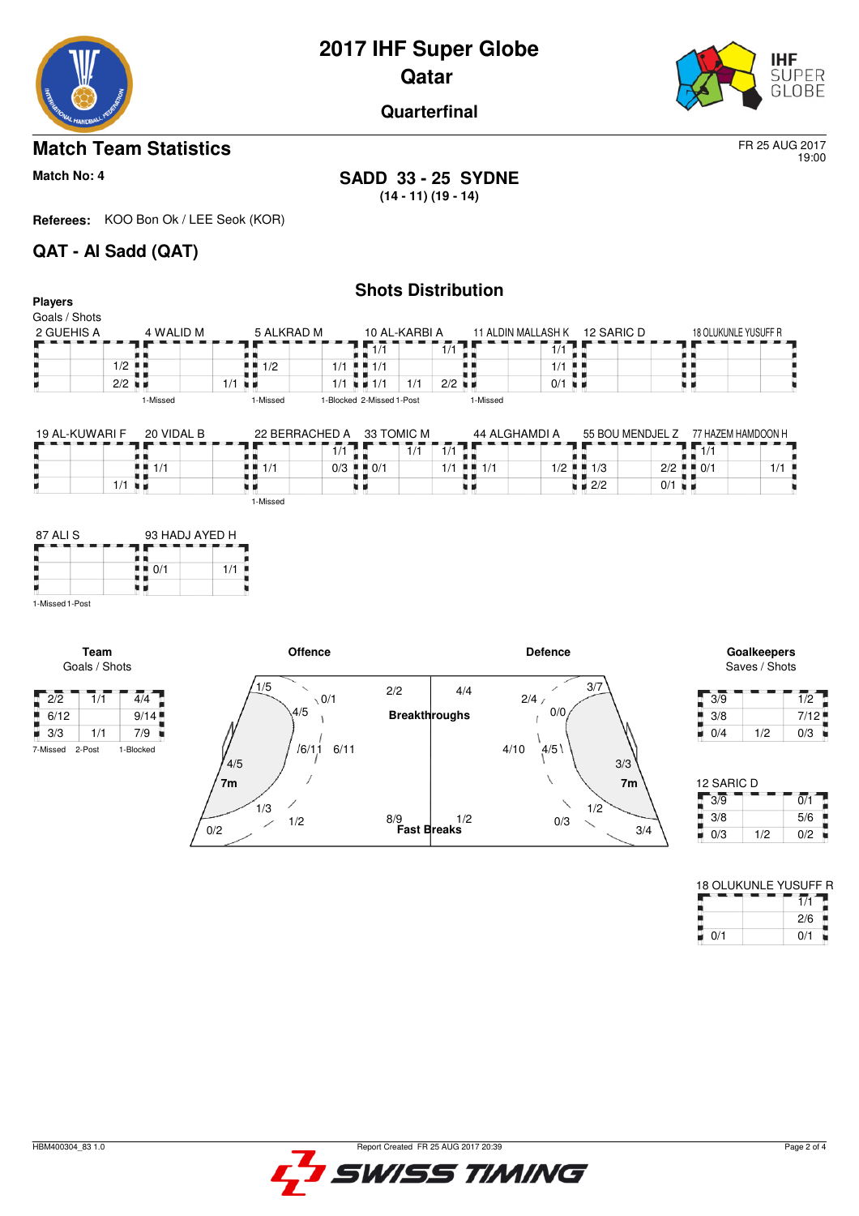# 2017 IHF Super Globe
## Qatar
### Quarterfinal

## Match Team Statistics

FR 25 AUG 2017
19:00

**Match No: 4**

**SADD 33 - 25 SYDNE**
**(14 - 11) (19 - 14)**

**Referees:** KOO Bon Ok / LEE Seok (KOR)

## QAT - Al Sadd (QAT)

### Shots Distribution

**Players**
Goals / Shots

**2 GUEHIS A**

| | | |
|---|---|---|
| | | |
| | | 1/2 |
| | | 2/2 |

**4 WALID M**

| | | |
|---|---|---|
| | | |
| | | |
| | | 1/1 |

1-Missed

**5 ALKRAD M**

| | | |
|---|---|---|
| | | |
| 1/2 | | 1/1 |
| | | 1/1 |

1-Missed

**10 AL-KARBI A**

| | | |
|---|---|---|
| 1/1 | | 1/1 |
| 1/1 | | |
| 1/1 | 1/1 | 2/2 |

1-Blocked 2-Missed 1-Post

**11 ALDIN MALLASH K**

| | | |
|---|---|---|
| | | 1/1 |
| | | 1/1 |
| | | 0/1 |

1-Missed

**12 SARIC D**

| | | |
|---|---|---|
| | | |
| | | |
| | | |

**18 OLUKUNLE YUSUFF R**

| | | |
|---|---|---|
| | | |
| | | |
| | | |

**19 AL-KUWARI F**

| | | |
|---|---|---|
| | | |
| | | |
| | | 1/1 |

**20 VIDAL B**

| | | |
|---|---|---|
| | | |
| 1/1 | | |
| | | |

**22 BERRACHED A**

| | | |
|---|---|---|
| | | 1/1 |
| 1/1 | | 0/3 |
| | | |

1-Missed

**33 TOMIC M**

| | | |
|---|---|---|
| | 1/1 | 1/1 |
| 0/1 | | 1/1 |
| | | |

**44 ALGHAMDI A**

| | | |
|---|---|---|
| | | |
| 1/1 | | 1/2 |
| | | |

**55 BOU MENDJEL Z**

| | | |
|---|---|---|
| | | |
| 1/3 | | 2/2 |
| 2/2 | | 0/1 |

**77 HAZEM HAMDOON H**

| | | |
|---|---|---|
| 1/1 | | |
| 0/1 | | 1/1 |
| | | |

**87 ALI S**

| | | |
|---|---|---|
| | | |
| | | |
| | | |

1-Missed 1-Post

**93 HADJ AYED H**

| | | |
|---|---|---|
| | | |
| 0/1 | | 1/1 |
| | | |

### Team
Goals / Shots

| | | |
|---|---|---|
| 2/2 | 1/1 | 4/4 |
| 6/12 | | 9/14 |
| 3/3 | 1/1 | 7/9 |

7-Missed 2-Post 1-Blocked

### Offence

| Zone | Goals / Shots |
|---|---|
| Left wing | 1/5 |
| Left 6m | 4/5 |
| Left back | 0/1 |
| Center 6m | /6/11 |
| Center back | 6/11 |
| 7m | 4/5 |
| Right 6m | 1/3 |
| Right back | 1/2 |
| Right wing | 0/2 |
| Breakthroughs | 2/2 |
| Fast Breaks | 8/9 |

### Defence

| Zone | Saves / Shots |
|---|---|
| Breakthroughs | 4/4 |
| Fast Breaks | 1/2 |
| Left back | 2/4 |
| Left 6m | 0/0 |
| Left wing | 3/7 |
| Center back | 4/10 |
| Center 6m | 4/5 |
| 7m | 3/3 |
| Right back | 0/3 |
| Right 6m | 1/2 |
| Right wing | 3/4 |

### Goalkeepers
Saves / Shots

| | | |
|---|---|---|
| 3/9 | | 1/2 |
| 3/8 | | 7/12 |
| 0/4 | 1/2 | 0/3 |

**12 SARIC D**

| | | |
|---|---|---|
| 3/9 | | 0/1 |
| 3/8 | | 5/6 |
| 0/3 | 1/2 | 0/2 |

**18 OLUKUNLE YUSUFF R**

| | | |
|---|---|---|
| | | 1/1 |
| | | 2/6 |
| 0/1 | | 0/1 |

HBM400304_83 1.0 — Report Created FR 25 AUG 2017 20:39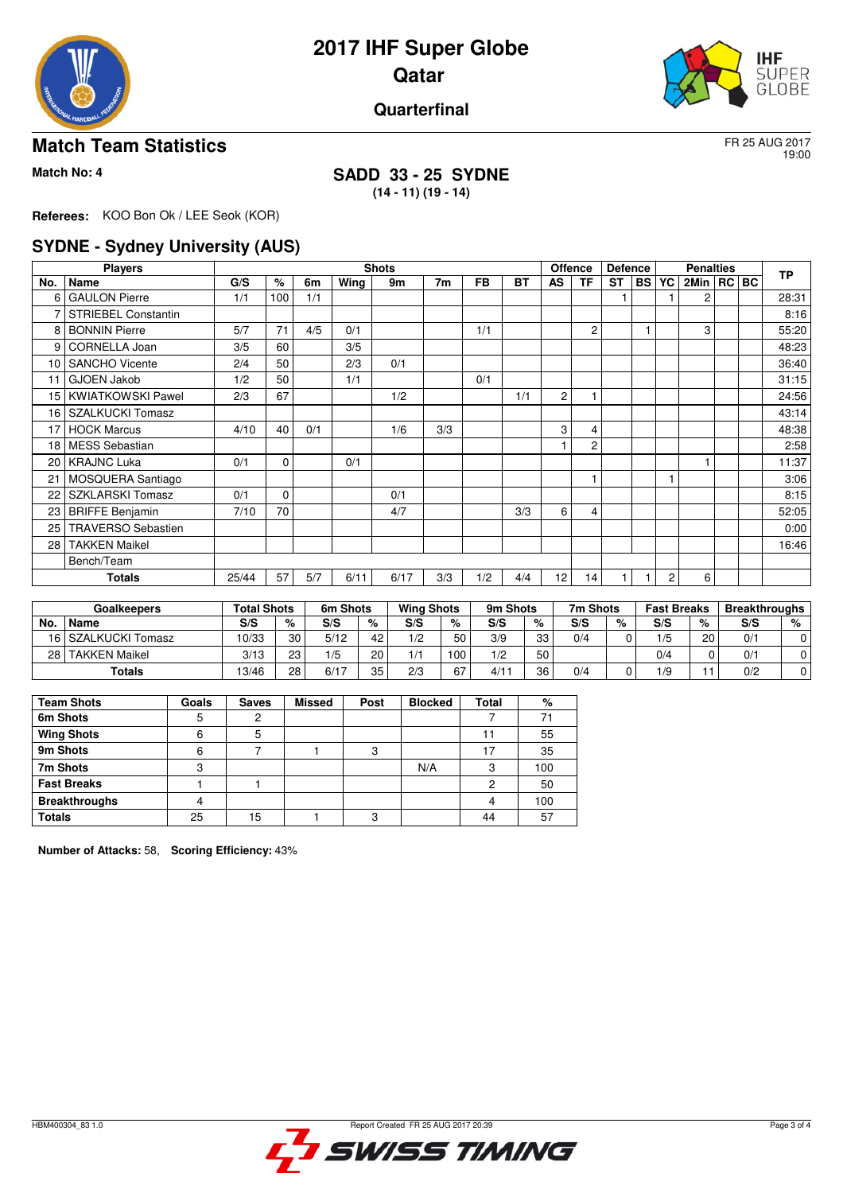# 2017 IHF Super Globe
## Qatar
### Quarterfinal

## Match Team Statistics

FR 25 AUG 2017
19:00

**Match No: 4**

**SADD 33 - 25 SYDNE**
**(14 - 11) (19 - 14)**

**Referees:** KOO Bon Ok / LEE Seok (KOR)

## SYDNE - Sydney University (AUS)

| Players | | Shots | | | | | | | | Offence | | Defence | | Penalties | | | | TP |
|---|---|---|---|---|---|---|---|---|---|---|---|---|---|---|---|---|---|---|
| No. | Name | G/S | % | 6m | Wing | 9m | 7m | FB | BT | AS | TF | ST | BS | YC | 2Min | RC | BC | |
| 6 | GAULON Pierre | 1/1 | 100 | 1/1 | | | | | | | | 1 | | 1 | 2 | | | 28:31 |
| 7 | STRIEBEL Constantin | | | | | | | | | | | | | | | | | 8:16 |
| 8 | BONNIN Pierre | 5/7 | 71 | 4/5 | 0/1 | | | 1/1 | | | 2 | | 1 | | 3 | | | 55:20 |
| 9 | CORNELLA Joan | 3/5 | 60 | | 3/5 | | | | | | | | | | | | | 48:23 |
| 10 | SANCHO Vicente | 2/4 | 50 | | 2/3 | 0/1 | | | | | | | | | | | | 36:40 |
| 11 | GJOEN Jakob | 1/2 | 50 | | 1/1 | | | 0/1 | | | | | | | | | | 31:15 |
| 15 | KWIATKOWSKI Pawel | 2/3 | 67 | | | 1/2 | | | 1/1 | 2 | 1 | | | | | | | 24:56 |
| 16 | SZALKUCKI Tomasz | | | | | | | | | | | | | | | | | 43:14 |
| 17 | HOCK Marcus | 4/10 | 40 | 0/1 | | 1/6 | 3/3 | | | 3 | 4 | | | | | | | 48:38 |
| 18 | MESS Sebastian | | | | | | | | | 1 | 2 | | | | | | | 2:58 |
| 20 | KRAJNC Luka | 0/1 | 0 | | 0/1 | | | | | | | | | | 1 | | | 11:37 |
| 21 | MOSQUERA Santiago | | | | | | | | | | 1 | | | 1 | | | | 3:06 |
| 22 | SZKLARSKI Tomasz | 0/1 | 0 | | | 0/1 | | | | | | | | | | | | 8:15 |
| 23 | BRIFFE Benjamin | 7/10 | 70 | | | 4/7 | | | 3/3 | 6 | 4 | | | | | | | 52:05 |
| 25 | TRAVERSO Sebastien | | | | | | | | | | | | | | | | | 0:00 |
| 28 | TAKKEN Maikel | | | | | | | | | | | | | | | | | 16:46 |
| | Bench/Team | | | | | | | | | | | | | | | | | |
| | **Totals** | 25/44 | 57 | 5/7 | 6/11 | 6/17 | 3/3 | 1/2 | 4/4 | 12 | 14 | 1 | 1 | 2 | 6 | | | |

| Goalkeepers | | Total Shots | | 6m Shots | | Wing Shots | | 9m Shots | | 7m Shots | | Fast Breaks | | Breakthroughs | |
|---|---|---|---|---|---|---|---|---|---|---|---|---|---|---|---|
| No. | Name | S/S | % | S/S | % | S/S | % | S/S | % | S/S | % | S/S | % | S/S | % |
| 16 | SZALKUCKI Tomasz | 10/33 | 30 | 5/12 | 42 | 1/2 | 50 | 3/9 | 33 | 0/4 | 0 | 1/5 | 20 | 0/1 | 0 |
| 28 | TAKKEN Maikel | 3/13 | 23 | 1/5 | 20 | 1/1 | 100 | 1/2 | 50 | | | 0/4 | 0 | 0/1 | 0 |
| | **Totals** | 13/46 | 28 | 6/17 | 35 | 2/3 | 67 | 4/11 | 36 | 0/4 | 0 | 1/9 | 11 | 0/2 | 0 |

| Team Shots | Goals | Saves | Missed | Post | Blocked | Total | % |
|---|---|---|---|---|---|---|---|
| 6m Shots | 5 | 2 | | | | 7 | 71 |
| Wing Shots | 6 | 5 | | | | 11 | 55 |
| 9m Shots | 6 | 7 | 1 | 3 | | 17 | 35 |
| 7m Shots | 3 | | | | N/A | 3 | 100 |
| Fast Breaks | 1 | 1 | | | | 2 | 50 |
| Breakthroughs | 4 | | | | | 4 | 100 |
| **Totals** | 25 | 15 | 1 | 3 | | 44 | 57 |

**Number of Attacks:** 58, **Scoring Efficiency:** 43%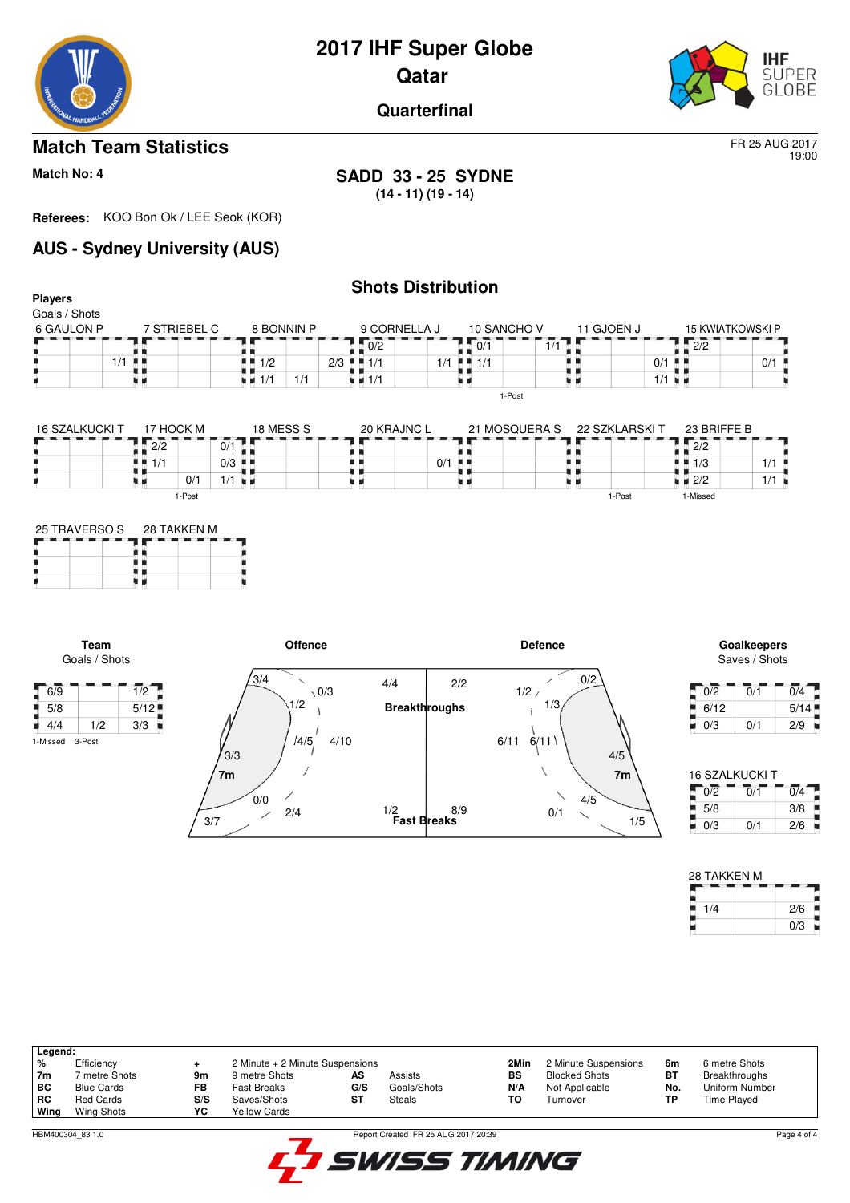# 2017 IHF Super Globe
## Qatar
### Quarterfinal

## Match Team Statistics

FR 25 AUG 2017
19:00

**Match No: 4**

**SADD 33 - 25 SYDNE**
**(14 - 11) (19 - 14)**

**Referees:** KOO Bon Ok / LEE Seok (KOR)

## AUS - Sydney University (AUS)

### Shots Distribution

**Players**
Goals / Shots

6 GAULON P
1/1

7 STRIEBEL C

8 BONNIN P
1/2
2/3
1/1
1/1

9 CORNELLA J
0/2
1/1
1/1
1/1

10 SANCHO V
0/1
1/1
1/1
1-Post

11 GJOEN J
0/1
1/1

15 KWIATKOWSKI P
2/2
0/1

16 SZALKUCKI T

17 HOCK M
2/2
0/1
1/1
0/3
0/1
1/1
1-Post

18 MESS S

20 KRAJNC L
0/1

21 MOSQUERA S

22 SZKLARSKI T
1-Post

23 BRIFFE B
2/2
1/3
1/1
2/2
1/1
1-Missed

25 TRAVERSO S

28 TAKKEN M

**Team**
Goals / Shots

| | | |
|---|---|---|
| 6/9 | | 1/2 |
| 5/8 | | 5/12 |
| 4/4 | 1/2 | 3/3 |

1-Missed 3-Post

**Offence**

3/4
0/3
1/2
4/5
4/10
3/3
7m
0/0
2/4
3/7

4/4
2/2
Breakthroughs
1/2
8/9
Fast Breaks

**Defence**

0/2
1/2
1/3
6/11
6/11
4/5
7m
4/5
0/1
1/5

**Goalkeepers**
Saves / Shots

| | | |
|---|---|---|
| 0/2 | 0/1 | 0/4 |
| 6/12 | | 5/14 |
| 0/3 | 0/1 | 2/9 |

16 SZALKUCKI T

| | | |
|---|---|---|
| 0/2 | 0/1 | 0/4 |
| 5/8 | | 3/8 |
| 0/3 | 0/1 | 2/6 |

28 TAKKEN M

| | | |
|---|---|---|
| | | |
| 1/4 | | 2/6 |
| | | 0/3 |

**Legend:**

| | | | | | | | | | |
|---|---|---|---|---|---|---|---|---|---|
| % | Efficiency | + | 2 Minute + 2 Minute Suspensions | | | 2Min | 2 Minute Suspensions | 6m | 6 metre Shots |
| 7m | 7 metre Shots | 9m | 9 metre Shots | AS | Assists | BS | Blocked Shots | BT | Breakthroughs |
| BC | Blue Cards | FB | Fast Breaks | G/S | Goals/Shots | N/A | Not Applicable | No. | Uniform Number |
| RC | Red Cards | S/S | Saves/Shots | ST | Steals | TO | Turnover | TP | Time Played |
| Wing | Wing Shots | YC | Yellow Cards | | | | | | |

HBM400304_83 1.0 Report Created FR 25 AUG 2017 20:39